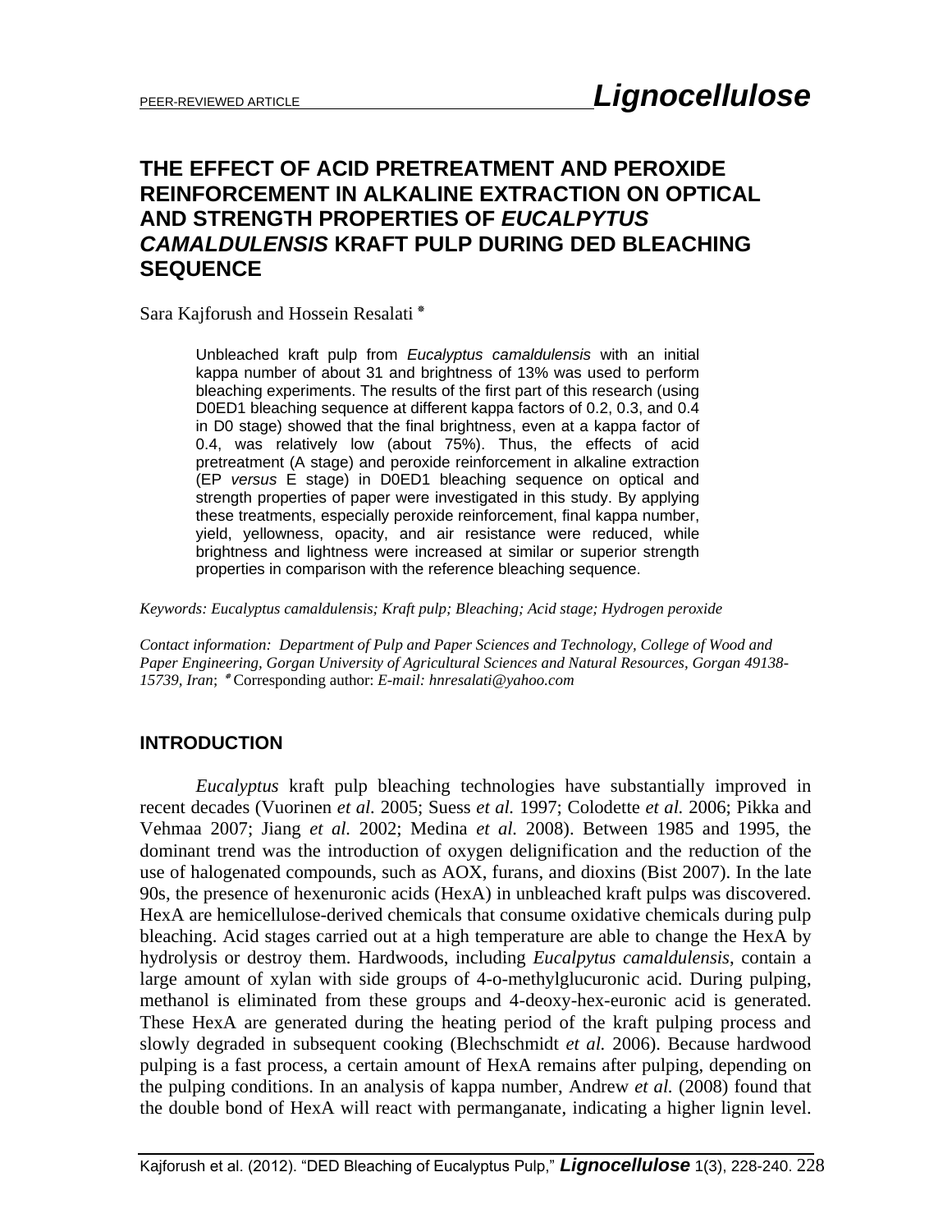PEER-REVIEWED ARTICLE

# THE EFFECT OF ACID PRETREATMENT AND PEROXIDE REINFORCEMENT IN ALKALINE EXTRACTION ON OPTICAL AND STRENGTH PROPERTIES OF *EUCALYPTUS CAMALDULENSIS* KRAFT PULP DURING DED BLEACHING SEQUENCE

Sara Kajforush and Hossein Resalati *

Unbleached kraft pulp from *Eucalyptus camaldulensis* with an initial kappa number of about 31 and brightness of 13% was used to perform bleaching experiments. The results of the first part of this research (using D0ED1 bleaching sequence at different kappa factors of 0.2, 0.3, and 0.4 in D0 stage) showed that the final brightness, even at a kappa factor of 0.4, was relatively low (about 75%). Thus, the effects of acid pretreatment (A stage) and peroxide reinforcement in alkaline extraction (EP *versus* E stage) in D0ED1 bleaching sequence on optical and strength properties of paper were investigated in this study. By applying these treatments, especially peroxide reinforcement, final kappa number, yield, yellowness, opacity, and air resistance were reduced, while brightness and lightness were increased at similar or superior strength properties in comparison with the reference bleaching sequence.

*Keywords: Eucalyptus camaldulensis; Kraft pulp; Bleaching; Acid stage; Hydrogen peroxide*

*Contact information: Department of Pulp and Paper Sciences and Technology, College of Wood and Paper Engineering, Gorgan University of Agricultural Sciences and Natural Resources, Gorgan 49138-15739, Iran*; * Corresponding author: *E-mail: hnresalati@yahoo.com*

## INTRODUCTION

*Eucalyptus* kraft pulp bleaching technologies have substantially improved in recent decades (Vuorinen *et al.* 2005; Suess *et al.* 1997; Colodette *et al.* 2006; Pikka and Vehmaa 2007; Jiang *et al.* 2002; Medina *et al.* 2008). Between 1985 and 1995, the dominant trend was the introduction of oxygen delignification and the reduction of the use of halogenated compounds, such as AOX, furans, and dioxins (Bist 2007). In the late 90s, the presence of hexenuronic acids (HexA) in unbleached kraft pulps was discovered. HexA are hemicellulose-derived chemicals that consume oxidative chemicals during pulp bleaching. Acid stages carried out at a high temperature are able to change the HexA by hydrolysis or destroy them. Hardwoods, including *Eucalpytus camaldulensis*, contain a large amount of xylan with side groups of 4-o-methylglucuronic acid. During pulping, methanol is eliminated from these groups and 4-deoxy-hex-euronic acid is generated. These HexA are generated during the heating period of the kraft pulping process and slowly degraded in subsequent cooking (Blechschmidt *et al.* 2006). Because hardwood pulping is a fast process, a certain amount of HexA remains after pulping, depending on the pulping conditions. In an analysis of kappa number, Andrew *et al.* (2008) found that the double bond of HexA will react with permanganate, indicating a higher lignin level.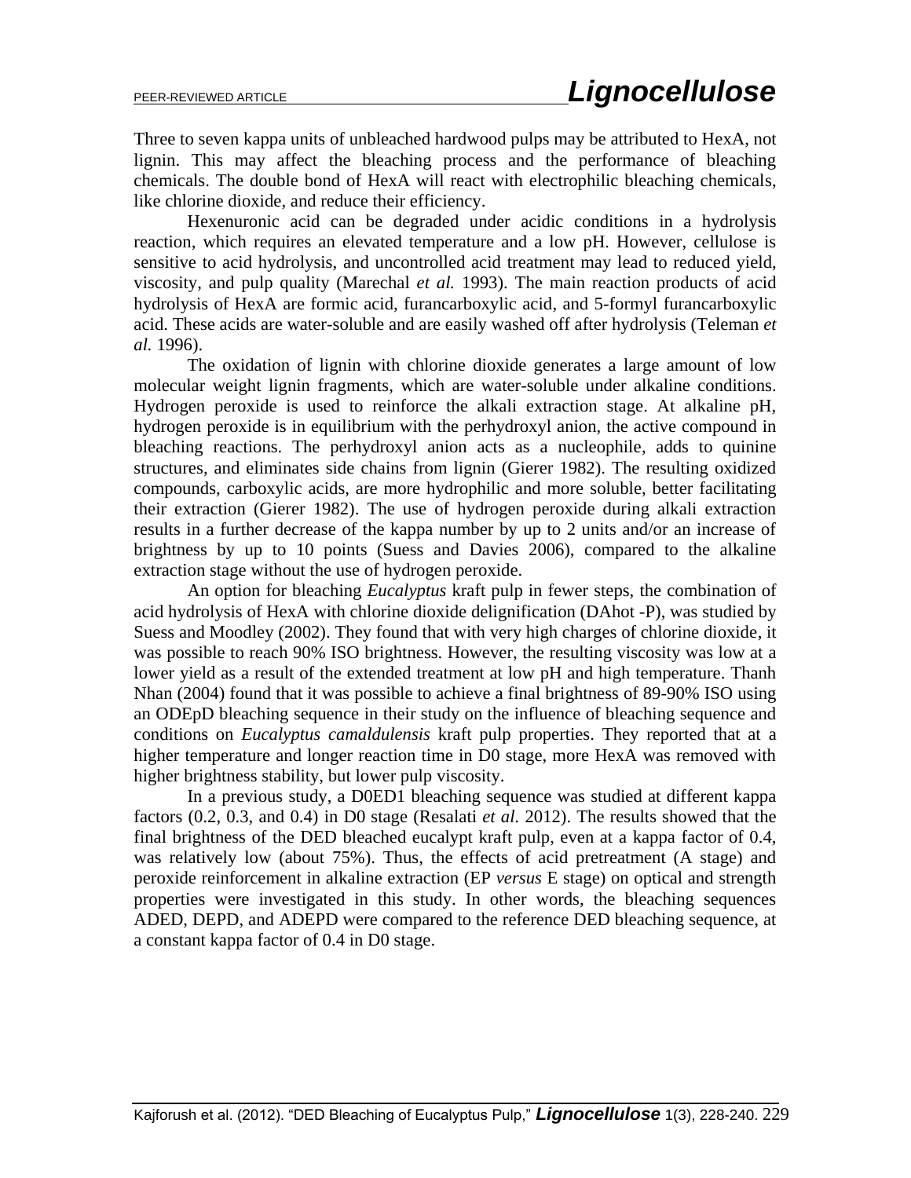Three to seven kappa units of unbleached hardwood pulps may be attributed to HexA, not lignin. This may affect the bleaching process and the performance of bleaching chemicals. The double bond of HexA will react with electrophilic bleaching chemicals, like chlorine dioxide, and reduce their efficiency.

Hexenuronic acid can be degraded under acidic conditions in a hydrolysis reaction, which requires an elevated temperature and a low pH. However, cellulose is sensitive to acid hydrolysis, and uncontrolled acid treatment may lead to reduced yield, viscosity, and pulp quality (Marechal *et al.* 1993). The main reaction products of acid hydrolysis of HexA are formic acid, furancarboxylic acid, and 5-formyl furancarboxylic acid. These acids are water-soluble and are easily washed off after hydrolysis (Teleman *et al.* 1996).

The oxidation of lignin with chlorine dioxide generates a large amount of low molecular weight lignin fragments, which are water-soluble under alkaline conditions. Hydrogen peroxide is used to reinforce the alkali extraction stage. At alkaline pH, hydrogen peroxide is in equilibrium with the perhydroxyl anion, the active compound in bleaching reactions. The perhydroxyl anion acts as a nucleophile, adds to quinine structures, and eliminates side chains from lignin (Gierer 1982). The resulting oxidized compounds, carboxylic acids, are more hydrophilic and more soluble, better facilitating their extraction (Gierer 1982). The use of hydrogen peroxide during alkali extraction results in a further decrease of the kappa number by up to 2 units and/or an increase of brightness by up to 10 points (Suess and Davies 2006), compared to the alkaline extraction stage without the use of hydrogen peroxide.

An option for bleaching *Eucalyptus* kraft pulp in fewer steps, the combination of acid hydrolysis of HexA with chlorine dioxide delignification (DAhot -P), was studied by Suess and Moodley (2002). They found that with very high charges of chlorine dioxide, it was possible to reach 90% ISO brightness. However, the resulting viscosity was low at a lower yield as a result of the extended treatment at low pH and high temperature. Thanh Nhan (2004) found that it was possible to achieve a final brightness of 89-90% ISO using an ODEpD bleaching sequence in their study on the influence of bleaching sequence and conditions on *Eucalyptus camaldulensis* kraft pulp properties. They reported that at a higher temperature and longer reaction time in D0 stage, more HexA was removed with higher brightness stability, but lower pulp viscosity.

In a previous study, a D0ED1 bleaching sequence was studied at different kappa factors (0.2, 0.3, and 0.4) in D0 stage (Resalati *et al.* 2012). The results showed that the final brightness of the DED bleached eucalypt kraft pulp, even at a kappa factor of 0.4, was relatively low (about 75%). Thus, the effects of acid pretreatment (A stage) and peroxide reinforcement in alkaline extraction (EP *versus* E stage) on optical and strength properties were investigated in this study. In other words, the bleaching sequences ADED, DEPD, and ADEPD were compared to the reference DED bleaching sequence, at a constant kappa factor of 0.4 in D0 stage.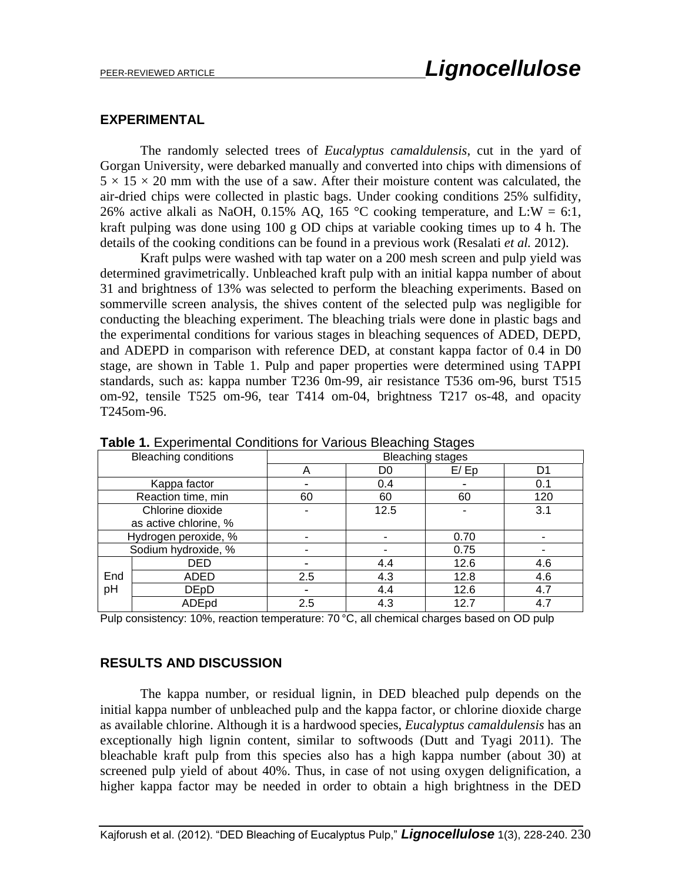## EXPERIMENTAL

The randomly selected trees of *Eucalyptus camaldulensis*, cut in the yard of Gorgan University, were debarked manually and converted into chips with dimensions of 5 × 15 × 20 mm with the use of a saw. After their moisture content was calculated, the air-dried chips were collected in plastic bags. Under cooking conditions 25% sulfidity, 26% active alkali as NaOH, 0.15% AQ, 165 °C cooking temperature, and L:W = 6:1, kraft pulping was done using 100 g OD chips at variable cooking times up to 4 h. The details of the cooking conditions can be found in a previous work (Resalati *et al.* 2012).

Kraft pulps were washed with tap water on a 200 mesh screen and pulp yield was determined gravimetrically. Unbleached kraft pulp with an initial kappa number of about 31 and brightness of 13% was selected to perform the bleaching experiments. Based on sommerville screen analysis, the shives content of the selected pulp was negligible for conducting the bleaching experiment. The bleaching trials were done in plastic bags and the experimental conditions for various stages in bleaching sequences of ADED, DEPD, and ADEPD in comparison with reference DED, at constant kappa factor of 0.4 in D0 stage, are shown in Table 1. Pulp and paper properties were determined using TAPPI standards, such as: kappa number T236 0m-99, air resistance T536 om-96, burst T515 om-92, tensile T525 om-96, tear T414 om-04, brightness T217 os-48, and opacity T245om-96.

**Table 1.** Experimental Conditions for Various Bleaching Stages

| Bleaching conditions | | Bleaching stages | | | |
|---|---|---|---|---|---|
| | | A | D0 | E/ Ep | D1 |
| Kappa factor | | - | 0.4 | - | 0.1 |
| Reaction time, min | | 60 | 60 | 60 | 120 |
| Chlorine dioxide as active chlorine, % | | - | 12.5 | - | 3.1 |
| Hydrogen peroxide, % | | - | - | 0.70 | - |
| Sodium hydroxide, % | | - | - | 0.75 | - |
| End pH | DED | - | 4.4 | 12.6 | 4.6 |
| | ADED | 2.5 | 4.3 | 12.8 | 4.6 |
| | DEpD | - | 4.4 | 12.6 | 4.7 |
| | ADEpd | 2.5 | 4.3 | 12.7 | 4.7 |

Pulp consistency: 10%, reaction temperature: 70 °C, all chemical charges based on OD pulp

## RESULTS AND DISCUSSION

The kappa number, or residual lignin, in DED bleached pulp depends on the initial kappa number of unbleached pulp and the kappa factor, or chlorine dioxide charge as available chlorine. Although it is a hardwood species, *Eucalyptus camaldulensis* has an exceptionally high lignin content, similar to softwoods (Dutt and Tyagi 2011). The bleachable kraft pulp from this species also has a high kappa number (about 30) at screened pulp yield of about 40%. Thus, in case of not using oxygen delignification, a higher kappa factor may be needed in order to obtain a high brightness in the DED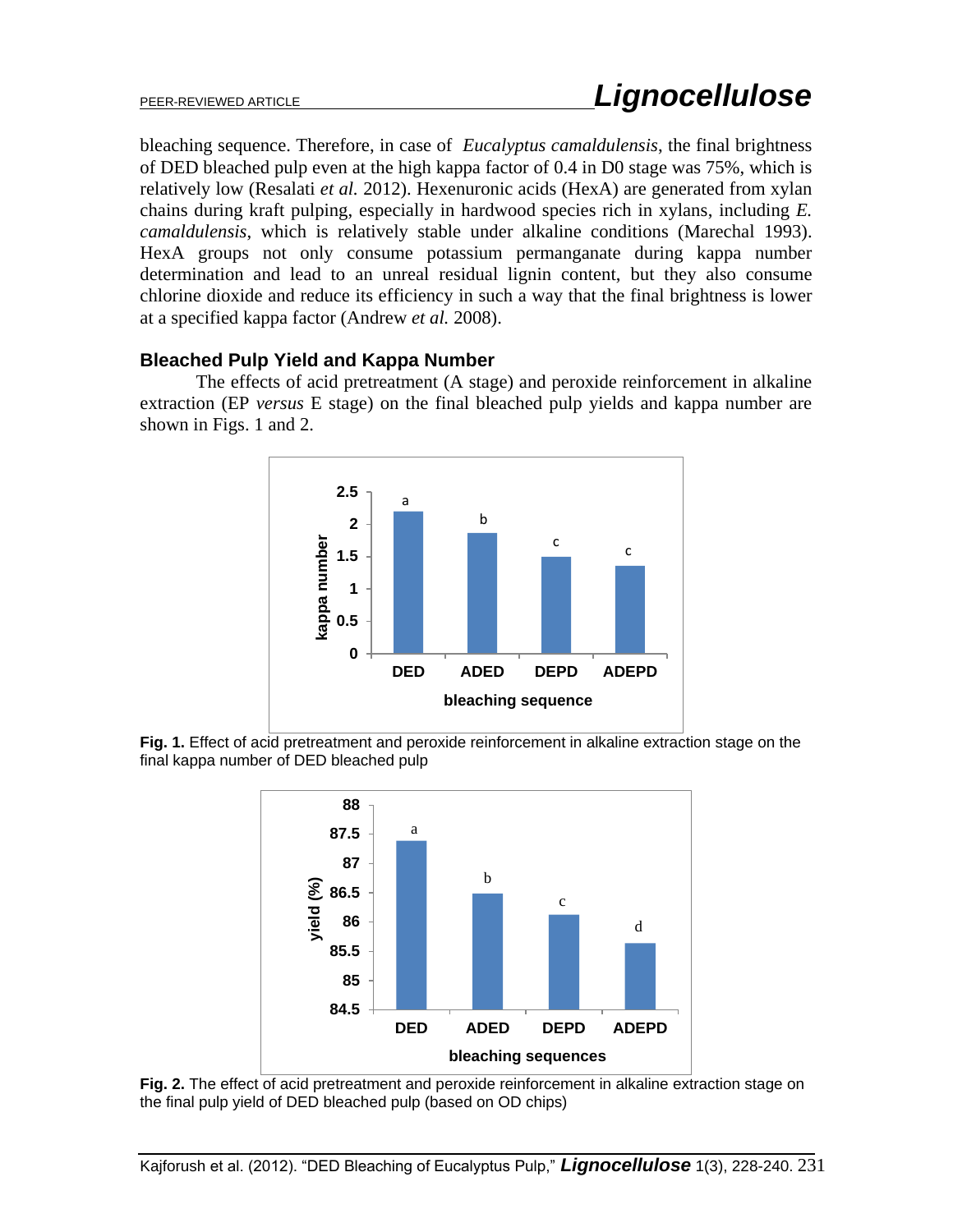bleaching sequence. Therefore, in case of *Eucalyptus camaldulensis*, the final brightness of DED bleached pulp even at the high kappa factor of 0.4 in D0 stage was 75%, which is relatively low (Resalati *et al.* 2012). Hexenuronic acids (HexA) are generated from xylan chains during kraft pulping, especially in hardwood species rich in xylans, including *E. camaldulensis*, which is relatively stable under alkaline conditions (Marechal 1993). HexA groups not only consume potassium permanganate during kappa number determination and lead to an unreal residual lignin content, but they also consume chlorine dioxide and reduce its efficiency in such a way that the final brightness is lower at a specified kappa factor (Andrew *et al.* 2008).

## Bleached Pulp Yield and Kappa Number

The effects of acid pretreatment (A stage) and peroxide reinforcement in alkaline extraction (EP *versus* E stage) on the final bleached pulp yields and kappa number are shown in Figs. 1 and 2.

**Fig. 1.** Effect of acid pretreatment and peroxide reinforcement in alkaline extraction stage on the final kappa number of DED bleached pulp

**Fig. 2.** The effect of acid pretreatment and peroxide reinforcement in alkaline extraction stage on the final pulp yield of DED bleached pulp (based on OD chips)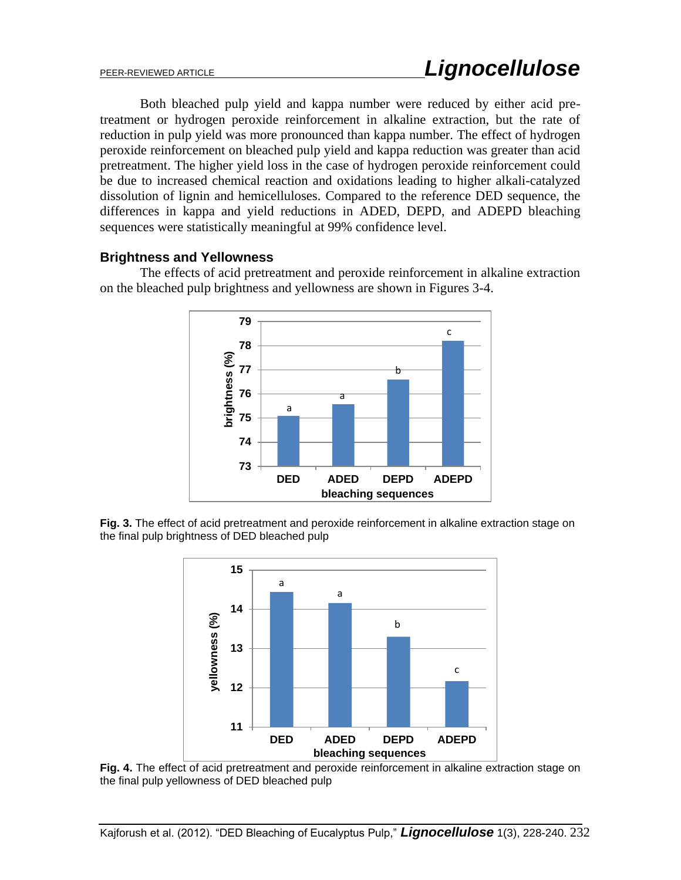Both bleached pulp yield and kappa number were reduced by either acid pretreatment or hydrogen peroxide reinforcement in alkaline extraction, but the rate of reduction in pulp yield was more pronounced than kappa number. The effect of hydrogen peroxide reinforcement on bleached pulp yield and kappa reduction was greater than acid pretreatment. The higher yield loss in the case of hydrogen peroxide reinforcement could be due to increased chemical reaction and oxidations leading to higher alkali-catalyzed dissolution of lignin and hemicelluloses. Compared to the reference DED sequence, the differences in kappa and yield reductions in ADED, DEPD, and ADEPD bleaching sequences were statistically meaningful at 99% confidence level.

### Brightness and Yellowness

The effects of acid pretreatment and peroxide reinforcement in alkaline extraction on the bleached pulp brightness and yellowness are shown in Figures 3-4.

**Fig. 3.** The effect of acid pretreatment and peroxide reinforcement in alkaline extraction stage on the final pulp brightness of DED bleached pulp

**Fig. 4.** The effect of acid pretreatment and peroxide reinforcement in alkaline extraction stage on the final pulp yellowness of DED bleached pulp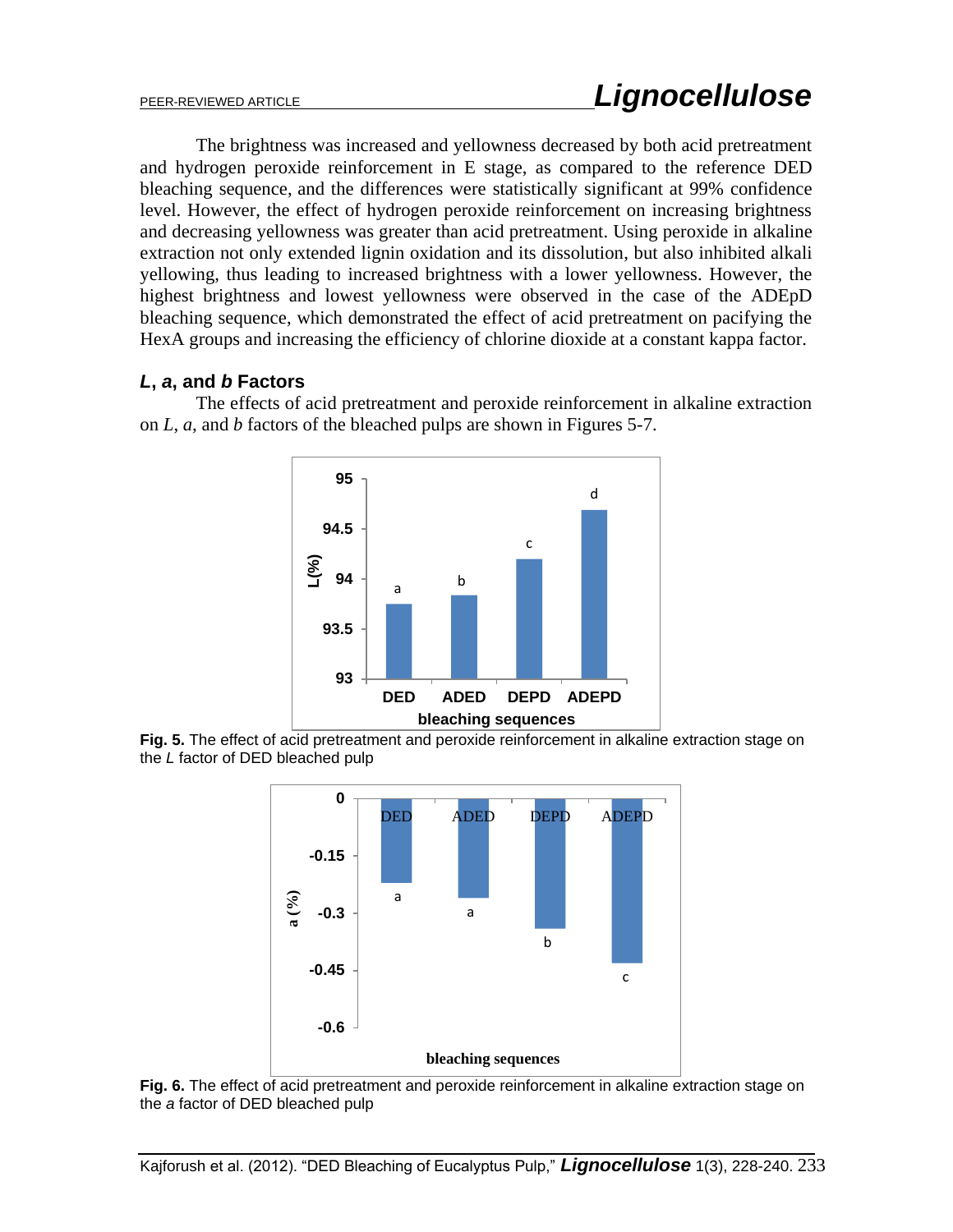The brightness was increased and yellowness decreased by both acid pretreatment and hydrogen peroxide reinforcement in E stage, as compared to the reference DED bleaching sequence, and the differences were statistically significant at 99% confidence level. However, the effect of hydrogen peroxide reinforcement on increasing brightness and decreasing yellowness was greater than acid pretreatment. Using peroxide in alkaline extraction not only extended lignin oxidation and its dissolution, but also inhibited alkali yellowing, thus leading to increased brightness with a lower yellowness. However, the highest brightness and lowest yellowness were observed in the case of the ADEpD bleaching sequence, which demonstrated the effect of acid pretreatment on pacifying the HexA groups and increasing the efficiency of chlorine dioxide at a constant kappa factor.

### *L*, *a*, and *b* Factors

The effects of acid pretreatment and peroxide reinforcement in alkaline extraction on *L*, *a*, and *b* factors of the bleached pulps are shown in Figures 5-7.

**Fig. 5.** The effect of acid pretreatment and peroxide reinforcement in alkaline extraction stage on the *L* factor of DED bleached pulp

**Fig. 6.** The effect of acid pretreatment and peroxide reinforcement in alkaline extraction stage on the *a* factor of DED bleached pulp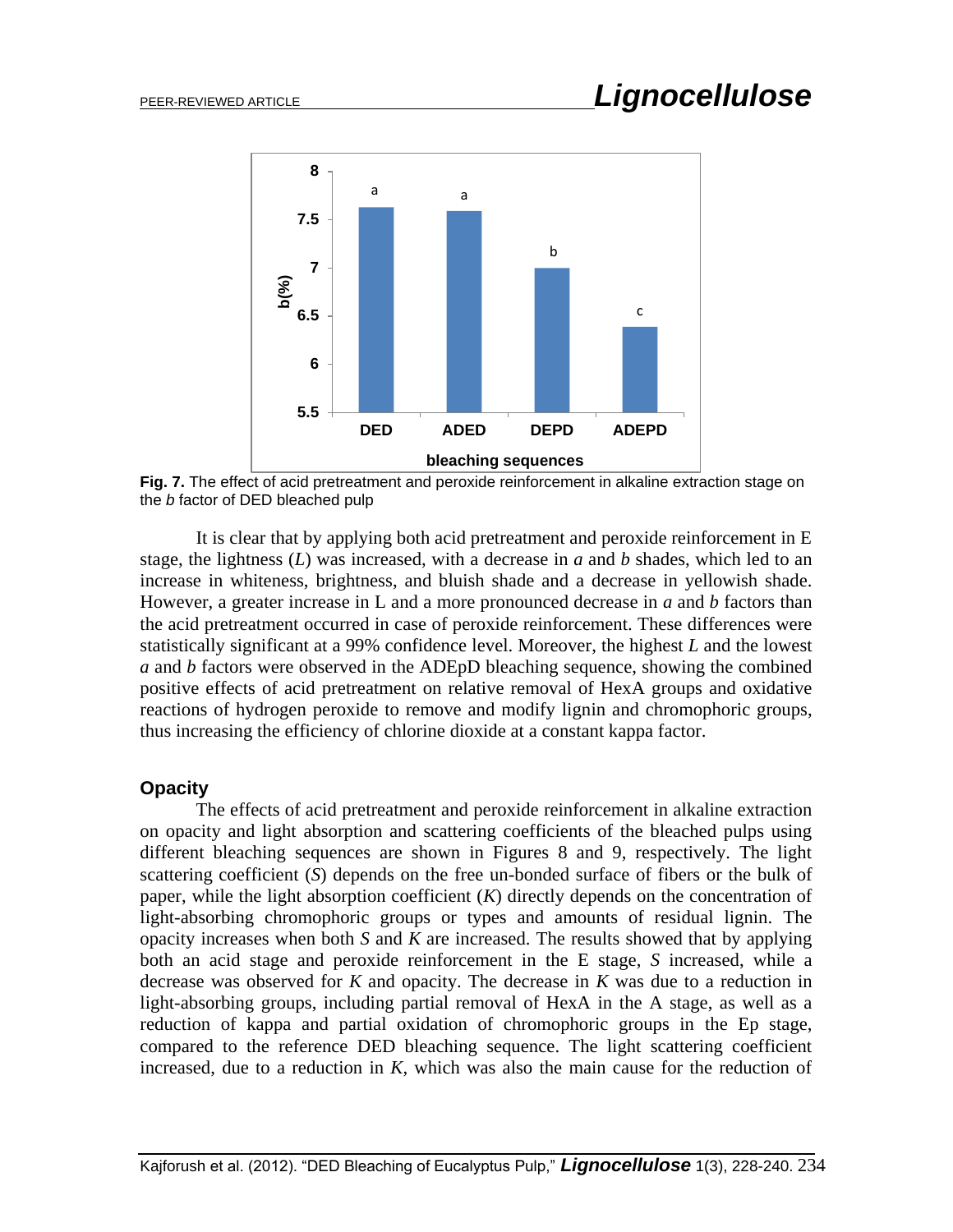**Fig. 7.** The effect of acid pretreatment and peroxide reinforcement in alkaline extraction stage on the *b* factor of DED bleached pulp

It is clear that by applying both acid pretreatment and peroxide reinforcement in E stage, the lightness (*L*) was increased, with a decrease in *a* and *b* shades, which led to an increase in whiteness, brightness, and bluish shade and a decrease in yellowish shade. However, a greater increase in L and a more pronounced decrease in *a* and *b* factors than the acid pretreatment occurred in case of peroxide reinforcement. These differences were statistically significant at a 99% confidence level. Moreover, the highest *L* and the lowest *a* and *b* factors were observed in the ADEpD bleaching sequence, showing the combined positive effects of acid pretreatment on relative removal of HexA groups and oxidative reactions of hydrogen peroxide to remove and modify lignin and chromophoric groups, thus increasing the efficiency of chlorine dioxide at a constant kappa factor.

## Opacity

The effects of acid pretreatment and peroxide reinforcement in alkaline extraction on opacity and light absorption and scattering coefficients of the bleached pulps using different bleaching sequences are shown in Figures 8 and 9, respectively. The light scattering coefficient (*S*) depends on the free un-bonded surface of fibers or the bulk of paper, while the light absorption coefficient (*K*) directly depends on the concentration of light-absorbing chromophoric groups or types and amounts of residual lignin. The opacity increases when both *S* and *K* are increased. The results showed that by applying both an acid stage and peroxide reinforcement in the E stage, *S* increased, while a decrease was observed for *K* and opacity. The decrease in *K* was due to a reduction in light-absorbing groups, including partial removal of HexA in the A stage, as well as a reduction of kappa and partial oxidation of chromophoric groups in the Ep stage, compared to the reference DED bleaching sequence. The light scattering coefficient increased, due to a reduction in *K*, which was also the main cause for the reduction of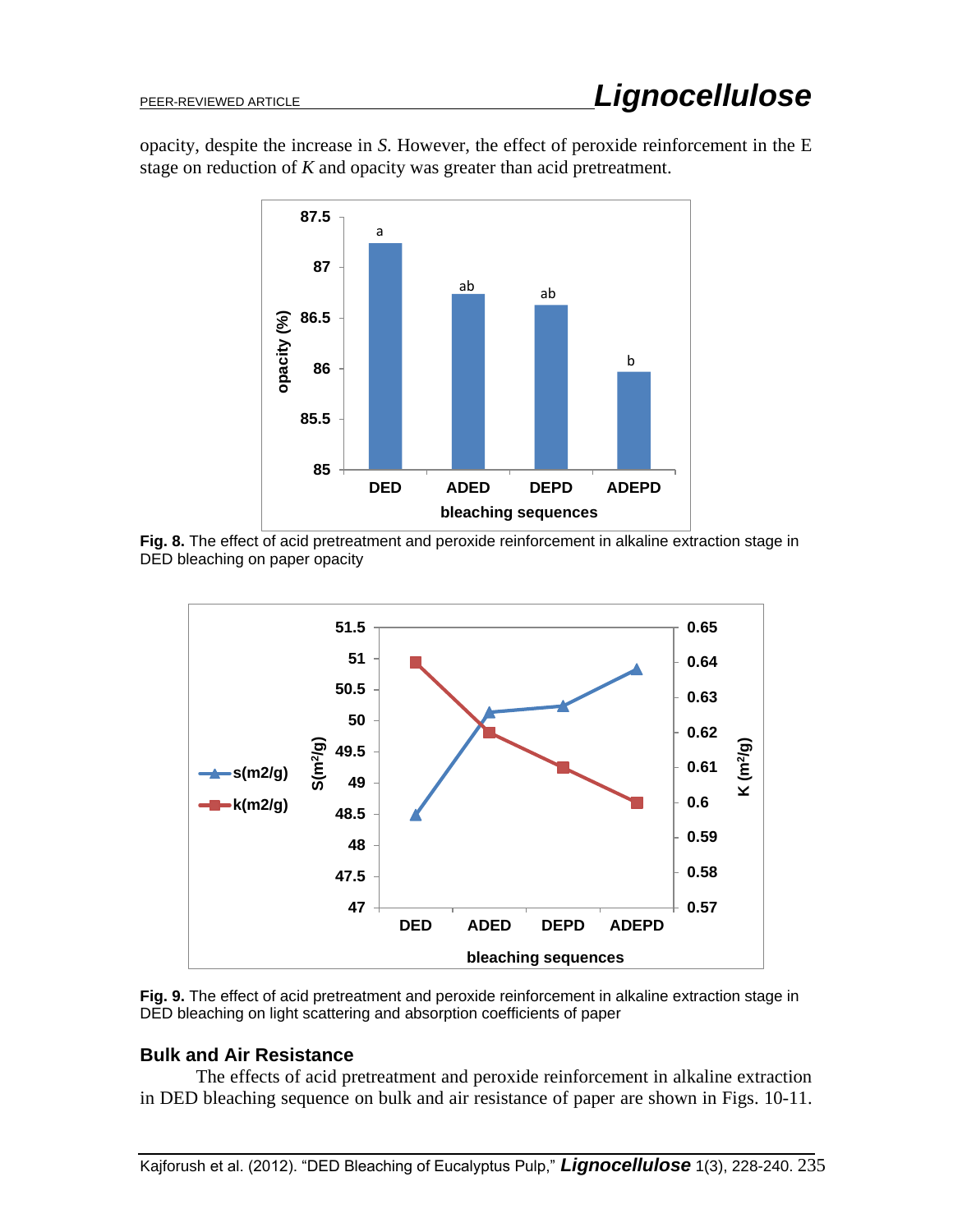opacity, despite the increase in *S*. However, the effect of peroxide reinforcement in the E stage on reduction of *K* and opacity was greater than acid pretreatment.

**Fig. 8.** The effect of acid pretreatment and peroxide reinforcement in alkaline extraction stage in DED bleaching on paper opacity

**Fig. 9.** The effect of acid pretreatment and peroxide reinforcement in alkaline extraction stage in DED bleaching on light scattering and absorption coefficients of paper

## Bulk and Air Resistance

The effects of acid pretreatment and peroxide reinforcement in alkaline extraction in DED bleaching sequence on bulk and air resistance of paper are shown in Figs. 10-11.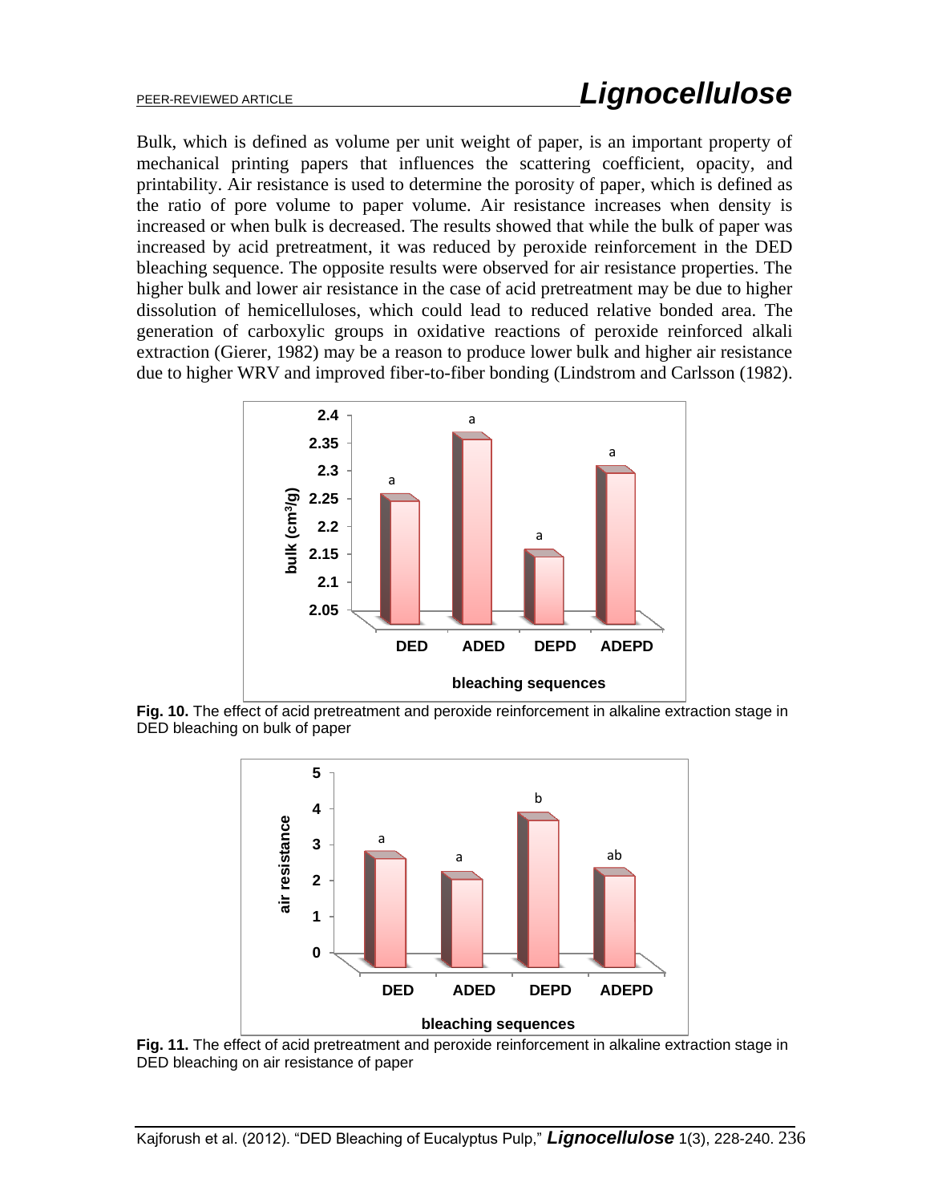Bulk, which is defined as volume per unit weight of paper, is an important property of mechanical printing papers that influences the scattering coefficient, opacity, and printability. Air resistance is used to determine the porosity of paper, which is defined as the ratio of pore volume to paper volume. Air resistance increases when density is increased or when bulk is decreased. The results showed that while the bulk of paper was increased by acid pretreatment, it was reduced by peroxide reinforcement in the DED bleaching sequence. The opposite results were observed for air resistance properties. The higher bulk and lower air resistance in the case of acid pretreatment may be due to higher dissolution of hemicelluloses, which could lead to reduced relative bonded area. The generation of carboxylic groups in oxidative reactions of peroxide reinforced alkali extraction (Gierer, 1982) may be a reason to produce lower bulk and higher air resistance due to higher WRV and improved fiber-to-fiber bonding (Lindstrom and Carlsson (1982).

**Fig. 10.** The effect of acid pretreatment and peroxide reinforcement in alkaline extraction stage in DED bleaching on bulk of paper

**Fig. 11.** The effect of acid pretreatment and peroxide reinforcement in alkaline extraction stage in DED bleaching on air resistance of paper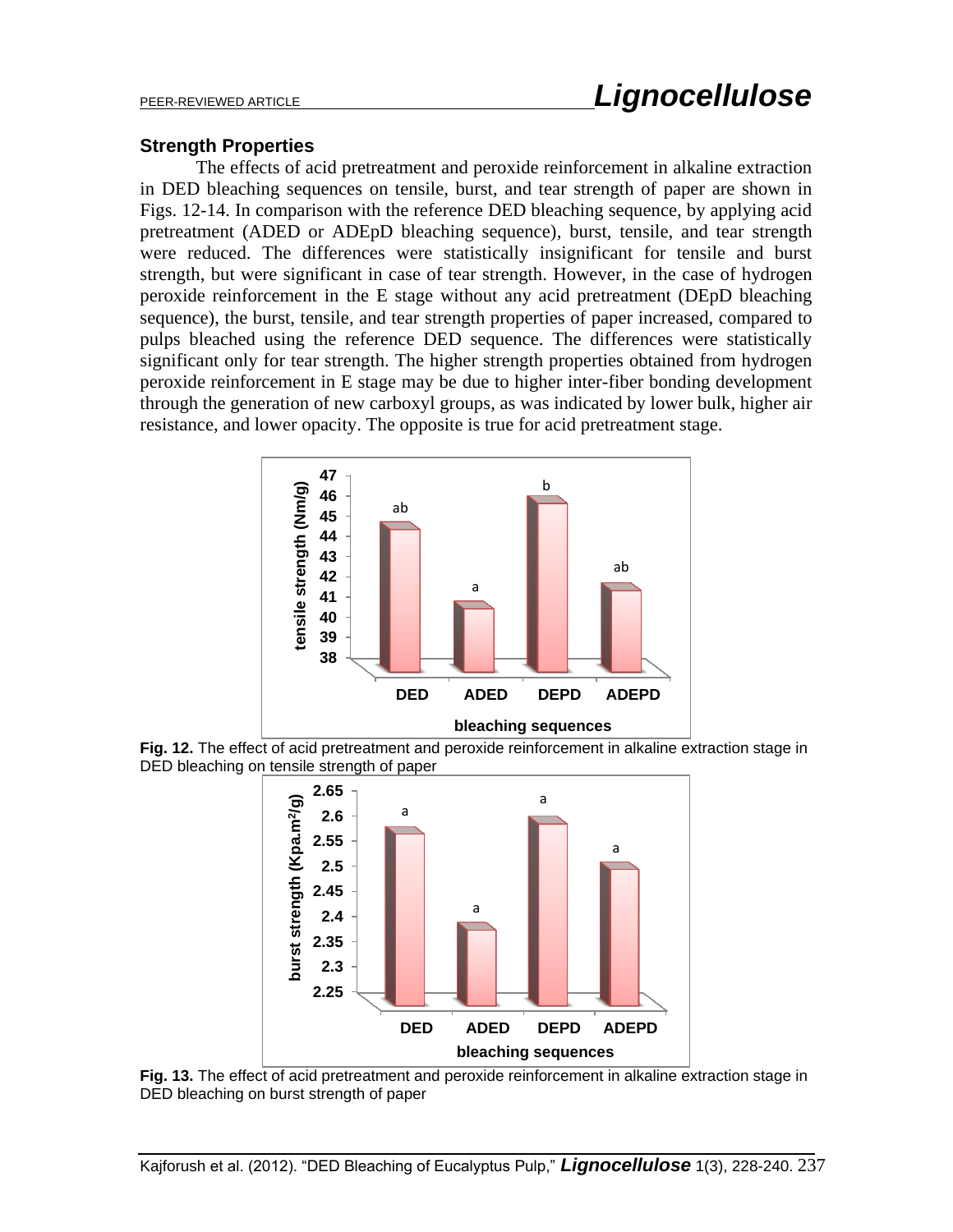## Strength Properties

The effects of acid pretreatment and peroxide reinforcement in alkaline extraction in DED bleaching sequences on tensile, burst, and tear strength of paper are shown in Figs. 12-14. In comparison with the reference DED bleaching sequence, by applying acid pretreatment (ADED or ADEpD bleaching sequence), burst, tensile, and tear strength were reduced. The differences were statistically insignificant for tensile and burst strength, but were significant in case of tear strength. However, in the case of hydrogen peroxide reinforcement in the E stage without any acid pretreatment (DEpD bleaching sequence), the burst, tensile, and tear strength properties of paper increased, compared to pulps bleached using the reference DED sequence. The differences were statistically significant only for tear strength. The higher strength properties obtained from hydrogen peroxide reinforcement in E stage may be due to higher inter-fiber bonding development through the generation of new carboxyl groups, as was indicated by lower bulk, higher air resistance, and lower opacity. The opposite is true for acid pretreatment stage.

**Fig. 12.** The effect of acid pretreatment and peroxide reinforcement in alkaline extraction stage in DED bleaching on tensile strength of paper

**Fig. 13.** The effect of acid pretreatment and peroxide reinforcement in alkaline extraction stage in DED bleaching on burst strength of paper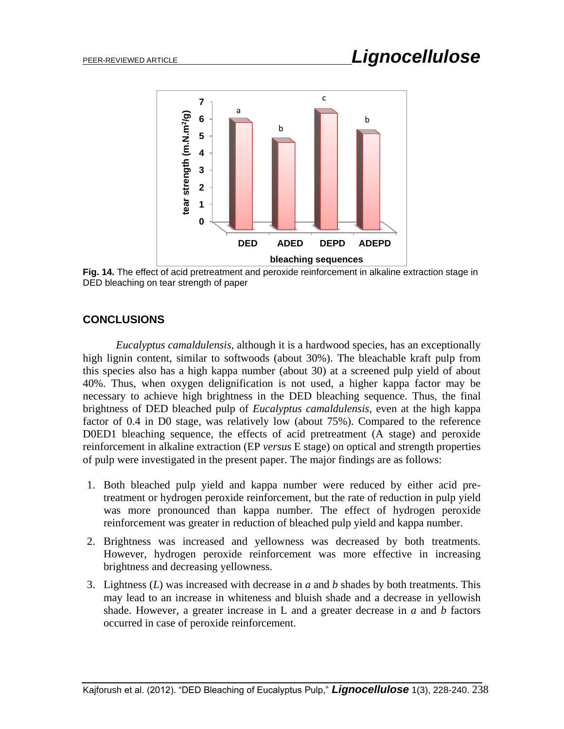**Fig. 14.** The effect of acid pretreatment and peroxide reinforcement in alkaline extraction stage in DED bleaching on tear strength of paper

## CONCLUSIONS

*Eucalyptus camaldulensis*, although it is a hardwood species, has an exceptionally high lignin content, similar to softwoods (about 30%). The bleachable kraft pulp from this species also has a high kappa number (about 30) at a screened pulp yield of about 40%. Thus, when oxygen delignification is not used, a higher kappa factor may be necessary to achieve high brightness in the DED bleaching sequence. Thus, the final brightness of DED bleached pulp of *Eucalyptus camaldulensis*, even at the high kappa factor of 0.4 in D0 stage, was relatively low (about 75%). Compared to the reference D0ED1 bleaching sequence, the effects of acid pretreatment (A stage) and peroxide reinforcement in alkaline extraction (EP *versus* E stage) on optical and strength properties of pulp were investigated in the present paper. The major findings are as follows:

1. Both bleached pulp yield and kappa number were reduced by either acid pre-treatment or hydrogen peroxide reinforcement, but the rate of reduction in pulp yield was more pronounced than kappa number. The effect of hydrogen peroxide reinforcement was greater in reduction of bleached pulp yield and kappa number.
2. Brightness was increased and yellowness was decreased by both treatments. However, hydrogen peroxide reinforcement was more effective in increasing brightness and decreasing yellowness.
3. Lightness (*L*) was increased with decrease in *a* and *b* shades by both treatments. This may lead to an increase in whiteness and bluish shade and a decrease in yellowish shade. However, a greater increase in L and a greater decrease in *a* and *b* factors occurred in case of peroxide reinforcement.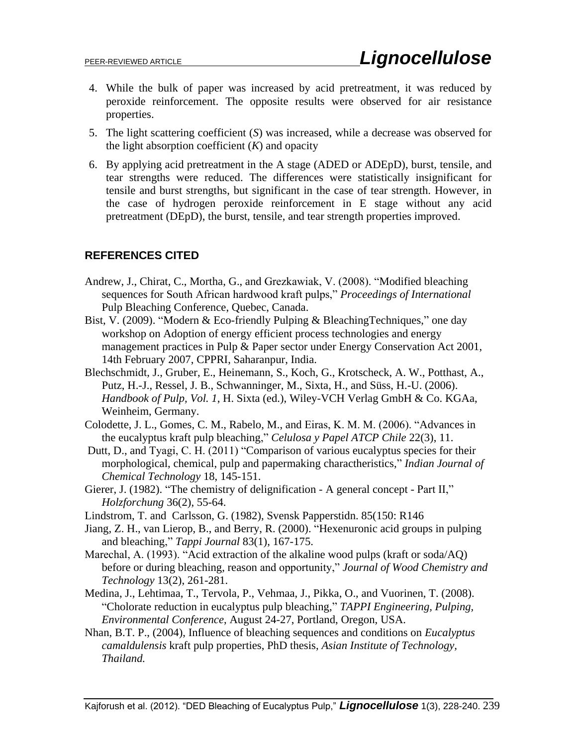4. While the bulk of paper was increased by acid pretreatment, it was reduced by peroxide reinforcement. The opposite results were observed for air resistance properties.
5. The light scattering coefficient (*S*) was increased, while a decrease was observed for the light absorption coefficient (*K*) and opacity
6. By applying acid pretreatment in the A stage (ADED or ADEpD), burst, tensile, and tear strengths were reduced. The differences were statistically insignificant for tensile and burst strengths, but significant in the case of tear strength. However, in the case of hydrogen peroxide reinforcement in E stage without any acid pretreatment (DEpD), the burst, tensile, and tear strength properties improved.

## REFERENCES CITED

Andrew, J., Chirat, C., Mortha, G., and Grezkawiak, V. (2008). "Modified bleaching sequences for South African hardwood kraft pulps," *Proceedings of International* Pulp Bleaching Conference, Quebec, Canada.

Bist, V. (2009). "Modern & Eco-friendly Pulping & BleachingTechniques," one day workshop on Adoption of energy efficient process technologies and energy management practices in Pulp & Paper sector under Energy Conservation Act 2001, 14th February 2007, CPPRI, Saharanpur, India.

Blechschmidt, J., Gruber, E., Heinemann, S., Koch, G., Krotscheck, A. W., Potthast, A., Putz, H.-J., Ressel, J. B., Schwanninger, M., Sixta, H., and Süss, H.-U. (2006). *Handbook of Pulp, Vol. 1*, H. Sixta (ed.), Wiley-VCH Verlag GmbH & Co. KGAa, Weinheim, Germany.

Colodette, J. L., Gomes, C. M., Rabelo, M., and Eiras, K. M. M. (2006). "Advances in the eucalyptus kraft pulp bleaching," *Celulosa y Papel ATCP Chile* 22(3), 11.

Dutt, D., and Tyagi, C. H. (2011) "Comparison of various eucalyptus species for their morphological, chemical, pulp and papermaking charactheristics," *Indian Journal of Chemical Technology* 18, 145-151.

Gierer, J. (1982). "The chemistry of delignification - A general concept - Part II," *Holzforchung* 36(2), 55-64.

Lindstrom, T. and Carlsson, G. (1982), Svensk Papperstidn. 85(150: R146

Jiang, Z. H., van Lierop, B., and Berry, R. (2000). "Hexenuronic acid groups in pulping and bleaching," *Tappi Journal* 83(1), 167-175.

Marechal, A. (1993). "Acid extraction of the alkaline wood pulps (kraft or soda/AQ) before or during bleaching, reason and opportunity," *Journal of Wood Chemistry and Technology* 13(2), 261-281.

Medina, J., Lehtimaa, T., Tervola, P., Vehmaa, J., Pikka, O., and Vuorinen, T. (2008). "Cholorate reduction in eucalyptus pulp bleaching," *TAPPI Engineering, Pulping, Environmental Conference*, August 24-27, Portland, Oregon, USA.

Nhan, B.T. P., (2004), Influence of bleaching sequences and conditions on *Eucalyptus camaldulensis* kraft pulp properties, PhD thesis, *Asian Institute of Technology, Thailand.*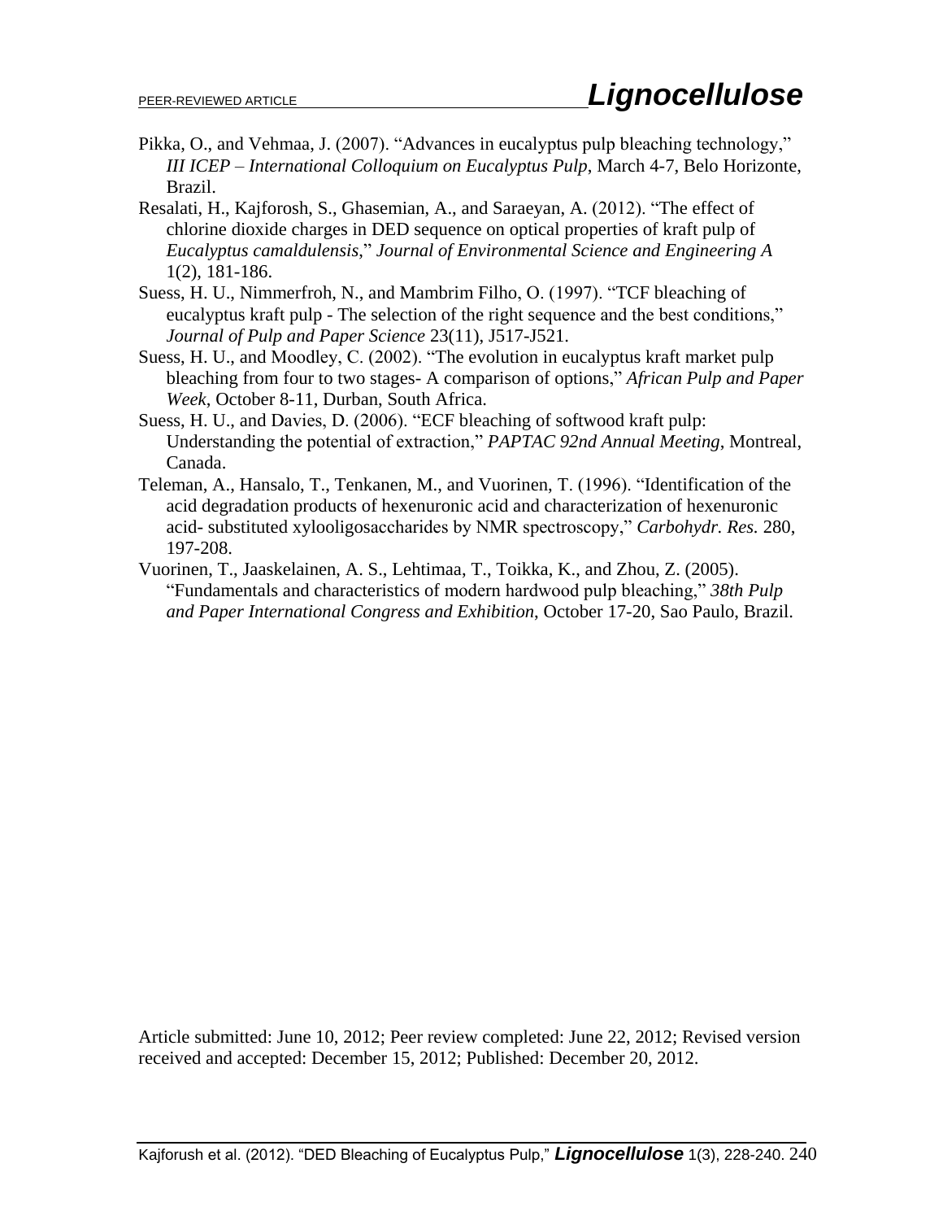Pikka, O., and Vehmaa, J. (2007). "Advances in eucalyptus pulp bleaching technology," *III ICEP – International Colloquium on Eucalyptus Pulp*, March 4-7, Belo Horizonte, Brazil.

Resalati, H., Kajforosh, S., Ghasemian, A., and Saraeyan, A. (2012). "The effect of chlorine dioxide charges in DED sequence on optical properties of kraft pulp of *Eucalyptus camaldulensis*," *Journal of Environmental Science and Engineering A* 1(2), 181-186.

Suess, H. U., Nimmerfroh, N., and Mambrim Filho, O. (1997). "TCF bleaching of eucalyptus kraft pulp - The selection of the right sequence and the best conditions," *Journal of Pulp and Paper Science* 23(11), J517-J521.

Suess, H. U., and Moodley, C. (2002). "The evolution in eucalyptus kraft market pulp bleaching from four to two stages- A comparison of options," *African Pulp and Paper Week*, October 8-11, Durban, South Africa.

Suess, H. U., and Davies, D. (2006). "ECF bleaching of softwood kraft pulp: Understanding the potential of extraction," *PAPTAC 92nd Annual Meeting*, Montreal, Canada.

Teleman, A., Hansalo, T., Tenkanen, M., and Vuorinen, T. (1996). "Identification of the acid degradation products of hexenuronic acid and characterization of hexenuronic acid- substituted xylooligosaccharides by NMR spectroscopy," *Carbohydr. Res.* 280, 197-208.

Vuorinen, T., Jaaskelainen, A. S., Lehtimaa, T., Toikka, K., and Zhou, Z. (2005). "Fundamentals and characteristics of modern hardwood pulp bleaching," *38th Pulp and Paper International Congress and Exhibition*, October 17-20, Sao Paulo, Brazil.

Article submitted: June 10, 2012; Peer review completed: June 22, 2012; Revised version received and accepted: December 15, 2012; Published: December 20, 2012.